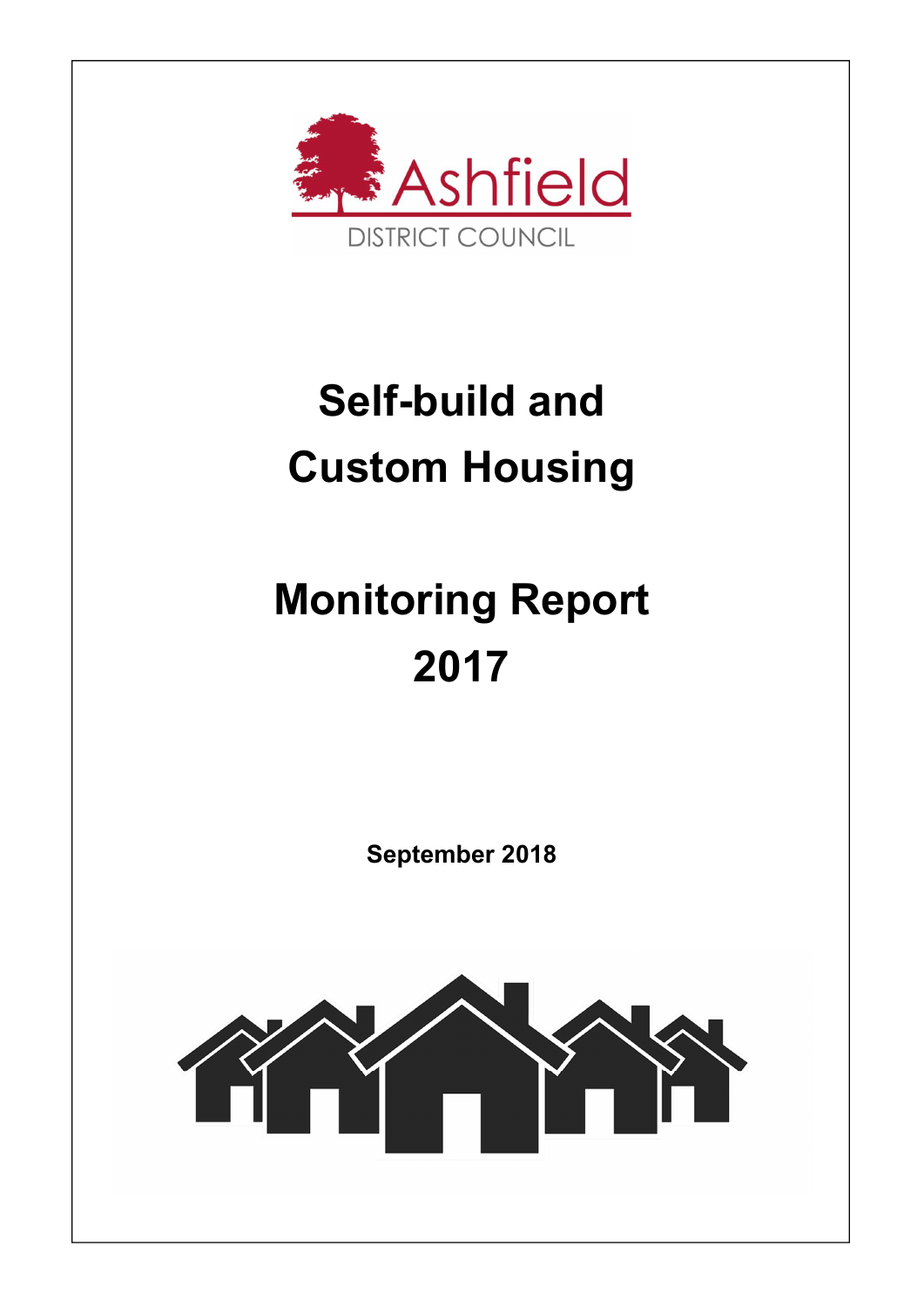Ashfield

DISTRICT COUNCIL

# Self-build and Custom Housing

# Monitoring Report 2017

**September 2018**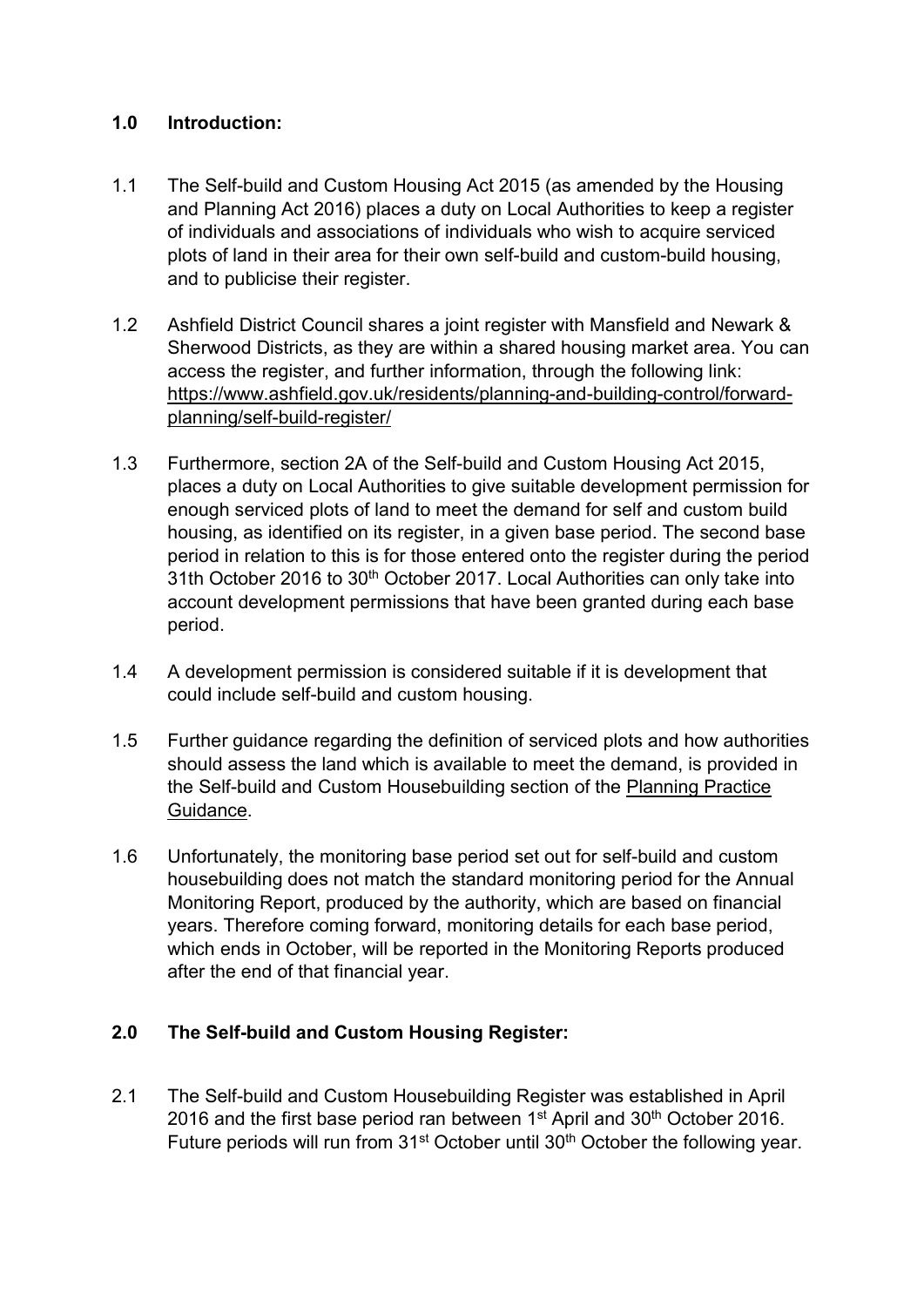## 1.0 Introduction:

1.1 The Self-build and Custom Housing Act 2015 (as amended by the Housing and Planning Act 2016) places a duty on Local Authorities to keep a register of individuals and associations of individuals who wish to acquire serviced plots of land in their area for their own self-build and custom-build housing, and to publicise their register.

1.2 Ashfield District Council shares a joint register with Mansfield and Newark & Sherwood Districts, as they are within a shared housing market area. You can access the register, and further information, through the following link: https://www.ashfield.gov.uk/residents/planning-and-building-control/forward-planning/self-build-register/

1.3 Furthermore, section 2A of the Self-build and Custom Housing Act 2015, places a duty on Local Authorities to give suitable development permission for enough serviced plots of land to meet the demand for self and custom build housing, as identified on its register, in a given base period. The second base period in relation to this is for those entered onto the register during the period 31th October 2016 to 30th October 2017. Local Authorities can only take into account development permissions that have been granted during each base period.

1.4 A development permission is considered suitable if it is development that could include self-build and custom housing.

1.5 Further guidance regarding the definition of serviced plots and how authorities should assess the land which is available to meet the demand, is provided in the Self-build and Custom Housebuilding section of the Planning Practice Guidance.

1.6 Unfortunately, the monitoring base period set out for self-build and custom housebuilding does not match the standard monitoring period for the Annual Monitoring Report, produced by the authority, which are based on financial years. Therefore coming forward, monitoring details for each base period, which ends in October, will be reported in the Monitoring Reports produced after the end of that financial year.

## 2.0 The Self-build and Custom Housing Register:

2.1 The Self-build and Custom Housebuilding Register was established in April 2016 and the first base period ran between 1st April and 30th October 2016. Future periods will run from 31st October until 30th October the following year.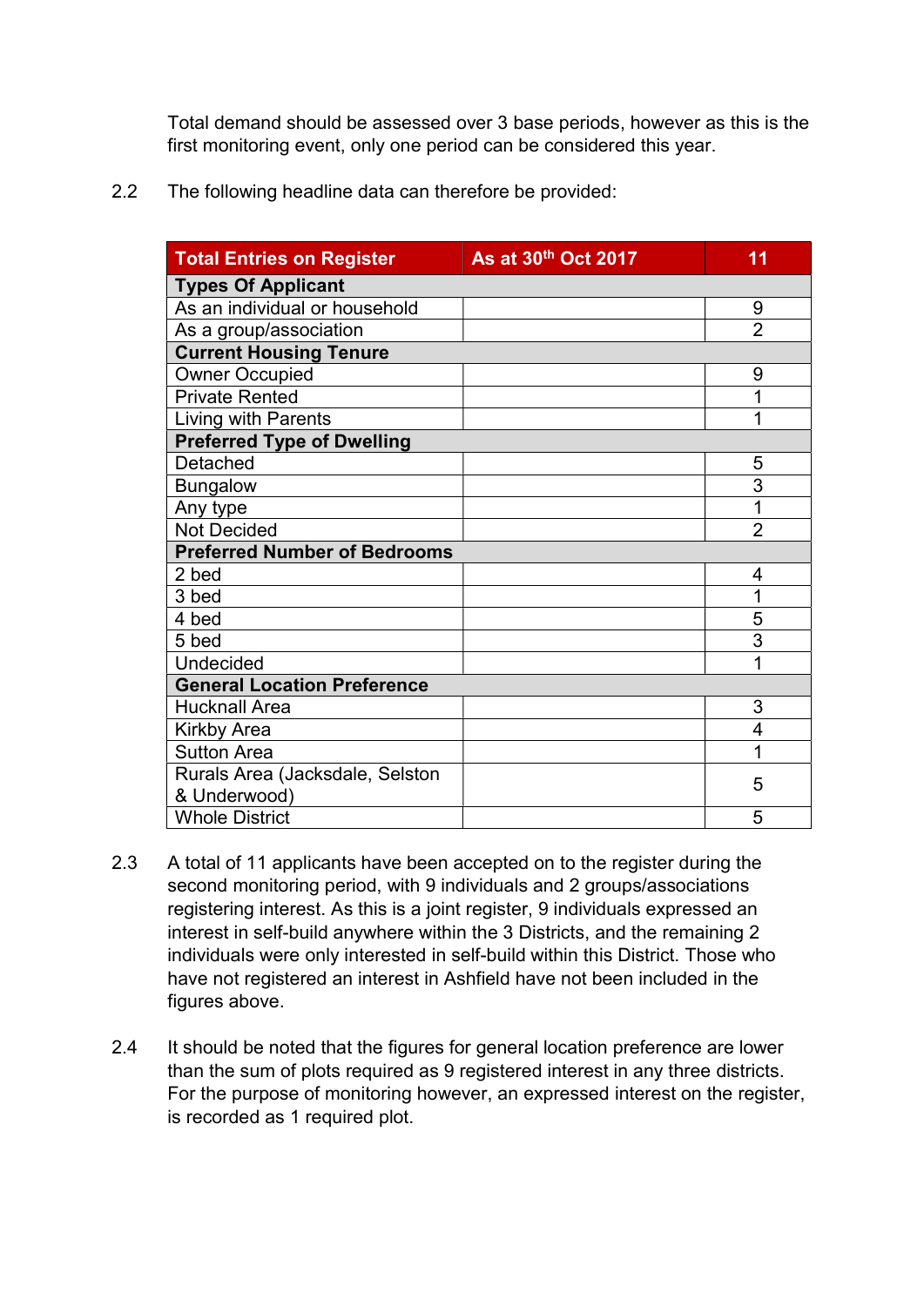Total demand should be assessed over 3 base periods, however as this is the first monitoring event, only one period can be considered this year.

2.2 The following headline data can therefore be provided:

| Total Entries on Register | As at 30th Oct 2017 | 11 |
|---|---|---|
| **Types Of Applicant** | | |
| As an individual or household | | 9 |
| As a group/association | | 2 |
| **Current Housing Tenure** | | |
| Owner Occupied | | 9 |
| Private Rented | | 1 |
| Living with Parents | | 1 |
| **Preferred Type of Dwelling** | | |
| Detached | | 5 |
| Bungalow | | 3 |
| Any type | | 1 |
| Not Decided | | 2 |
| **Preferred Number of Bedrooms** | | |
| 2 bed | | 4 |
| 3 bed | | 1 |
| 4 bed | | 5 |
| 5 bed | | 3 |
| Undecided | | 1 |
| **General Location Preference** | | |
| Hucknall Area | | 3 |
| Kirkby Area | | 4 |
| Sutton Area | | 1 |
| Rurals Area (Jacksdale, Selston & Underwood) | | 5 |
| Whole District | | 5 |

2.3 A total of 11 applicants have been accepted on to the register during the second monitoring period, with 9 individuals and 2 groups/associations registering interest. As this is a joint register, 9 individuals expressed an interest in self-build anywhere within the 3 Districts, and the remaining 2 individuals were only interested in self-build within this District. Those who have not registered an interest in Ashfield have not been included in the figures above.

2.4 It should be noted that the figures for general location preference are lower than the sum of plots required as 9 registered interest in any three districts. For the purpose of monitoring however, an expressed interest on the register, is recorded as 1 required plot.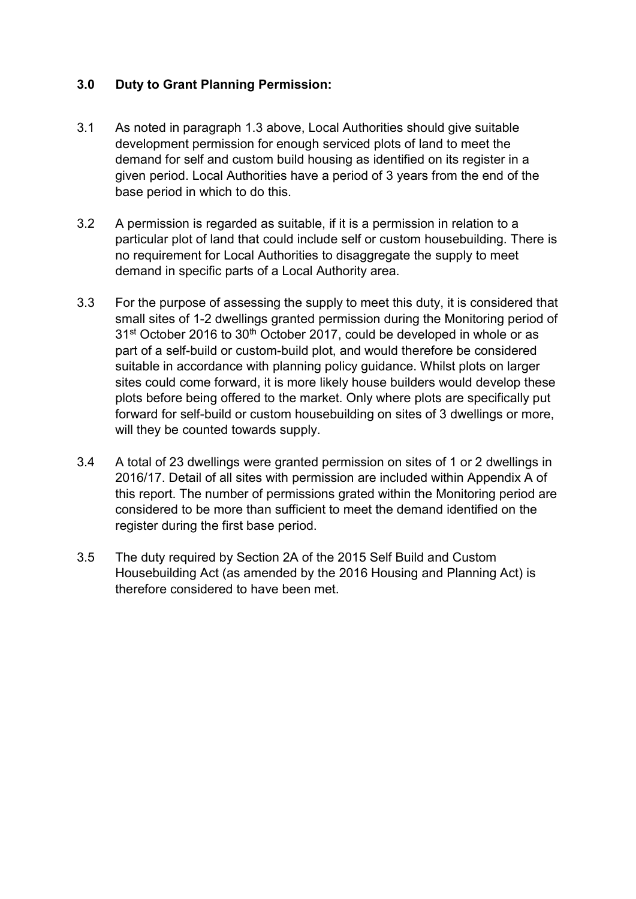## 3.0 Duty to Grant Planning Permission:

3.1 As noted in paragraph 1.3 above, Local Authorities should give suitable development permission for enough serviced plots of land to meet the demand for self and custom build housing as identified on its register in a given period. Local Authorities have a period of 3 years from the end of the base period in which to do this.

3.2 A permission is regarded as suitable, if it is a permission in relation to a particular plot of land that could include self or custom housebuilding. There is no requirement for Local Authorities to disaggregate the supply to meet demand in specific parts of a Local Authority area.

3.3 For the purpose of assessing the supply to meet this duty, it is considered that small sites of 1-2 dwellings granted permission during the Monitoring period of 31st October 2016 to 30th October 2017, could be developed in whole or as part of a self-build or custom-build plot, and would therefore be considered suitable in accordance with planning policy guidance. Whilst plots on larger sites could come forward, it is more likely house builders would develop these plots before being offered to the market. Only where plots are specifically put forward for self-build or custom housebuilding on sites of 3 dwellings or more, will they be counted towards supply.

3.4 A total of 23 dwellings were granted permission on sites of 1 or 2 dwellings in 2016/17. Detail of all sites with permission are included within Appendix A of this report. The number of permissions grated within the Monitoring period are considered to be more than sufficient to meet the demand identified on the register during the first base period.

3.5 The duty required by Section 2A of the 2015 Self Build and Custom Housebuilding Act (as amended by the 2016 Housing and Planning Act) is therefore considered to have been met.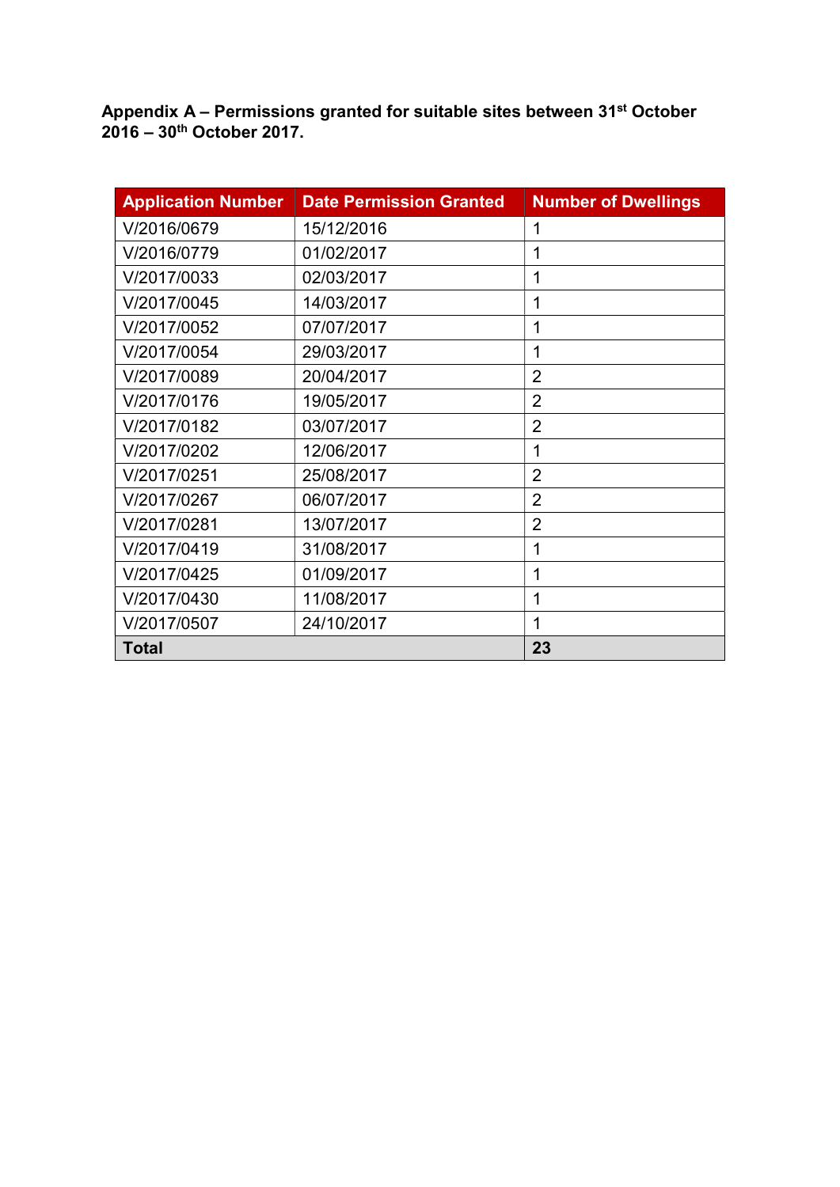**Appendix A – Permissions granted for suitable sites between 31st October 2016 – 30th October 2017.**

| Application Number | Date Permission Granted | Number of Dwellings |
|---|---|---|
| V/2016/0679 | 15/12/2016 | 1 |
| V/2016/0779 | 01/02/2017 | 1 |
| V/2017/0033 | 02/03/2017 | 1 |
| V/2017/0045 | 14/03/2017 | 1 |
| V/2017/0052 | 07/07/2017 | 1 |
| V/2017/0054 | 29/03/2017 | 1 |
| V/2017/0089 | 20/04/2017 | 2 |
| V/2017/0176 | 19/05/2017 | 2 |
| V/2017/0182 | 03/07/2017 | 2 |
| V/2017/0202 | 12/06/2017 | 1 |
| V/2017/0251 | 25/08/2017 | 2 |
| V/2017/0267 | 06/07/2017 | 2 |
| V/2017/0281 | 13/07/2017 | 2 |
| V/2017/0419 | 31/08/2017 | 1 |
| V/2017/0425 | 01/09/2017 | 1 |
| V/2017/0430 | 11/08/2017 | 1 |
| V/2017/0507 | 24/10/2017 | 1 |
| **Total** | | **23** |